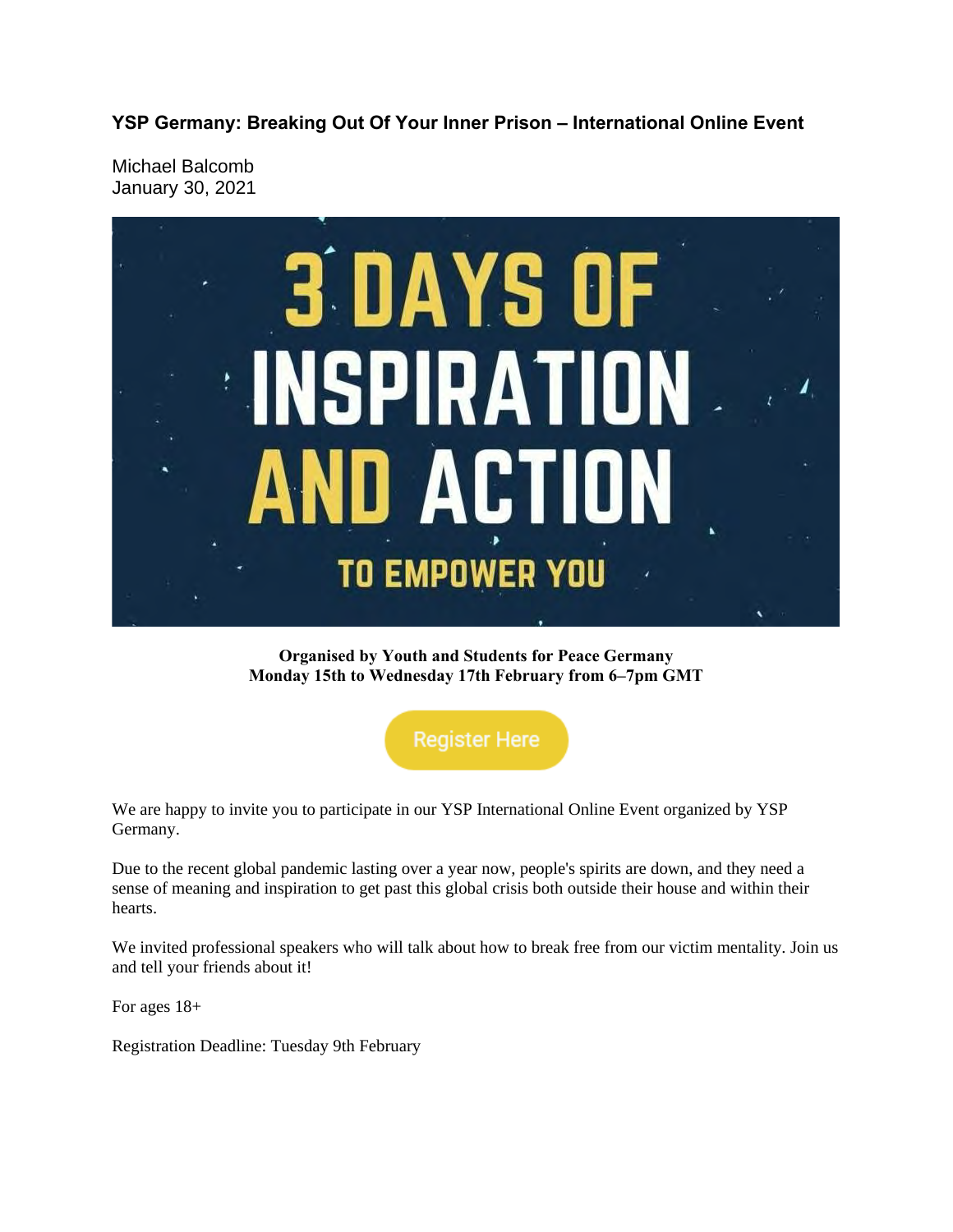# YSP Germany: Breaking Out Of Your Inner Prison – International Online Event

Michael Balcomb
January 30, 2021

3 DAYS OF INSPIRATION AND ACTION TO EMPOWER YOU

**Organised by Youth and Students for Peace Germany**
**Monday 15th to Wednesday 17th February from 6–7pm GMT**

Register Here

We are happy to invite you to participate in our YSP International Online Event organized by YSP Germany.

Due to the recent global pandemic lasting over a year now, people's spirits are down, and they need a sense of meaning and inspiration to get past this global crisis both outside their house and within their hearts.

We invited professional speakers who will talk about how to break free from our victim mentality. Join us and tell your friends about it!

For ages 18+

Registration Deadline: Tuesday 9th February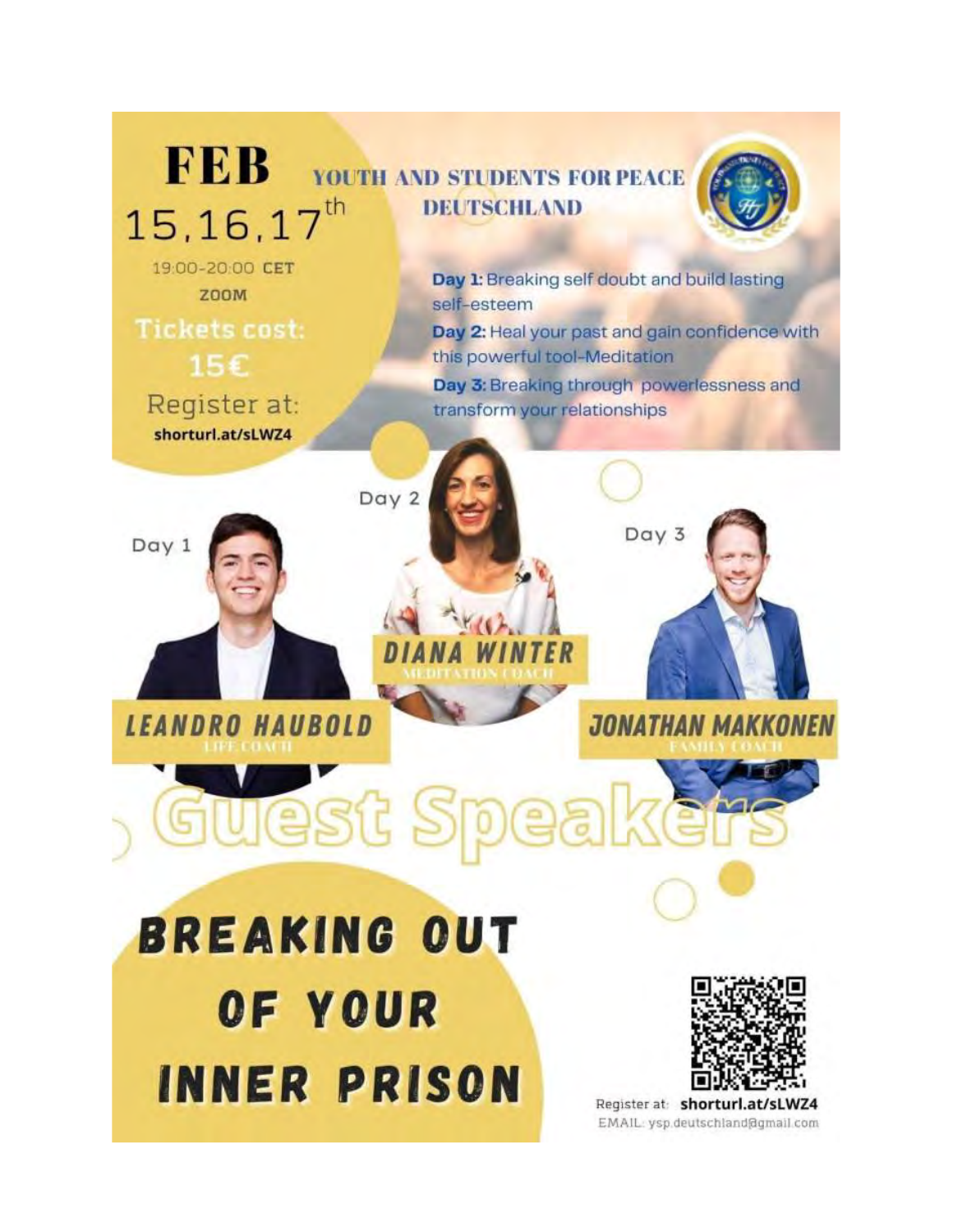# FEB 15,16,17th

19:00-20:00 CET

ZOOM

**Tickets cost: 15€**

Register at: **shorturl.at/sLWZ4**

## YOUTH AND STUDENTS FOR PEACE DEUTSCHLAND

**Day 1:** Breaking self doubt and build lasting self-esteem

**Day 2:** Heal your past and gain confidence with this powerful tool-Meditation

**Day 3:** Breaking through powerlessness and transform your relationships

## Guest Speakers

Day 1 — **LEANDRO HAUBOLD**, LIFE COACH

Day 2 — **DIANA WINTER**, MEDITATION COACH

Day 3 — **JONATHAN MAKKONEN**, FAMILY COACH

# BREAKING OUT OF YOUR INNER PRISON

Register at: **shorturl.at/sLWZ4**

EMAIL: ysp.deutschland@gmail.com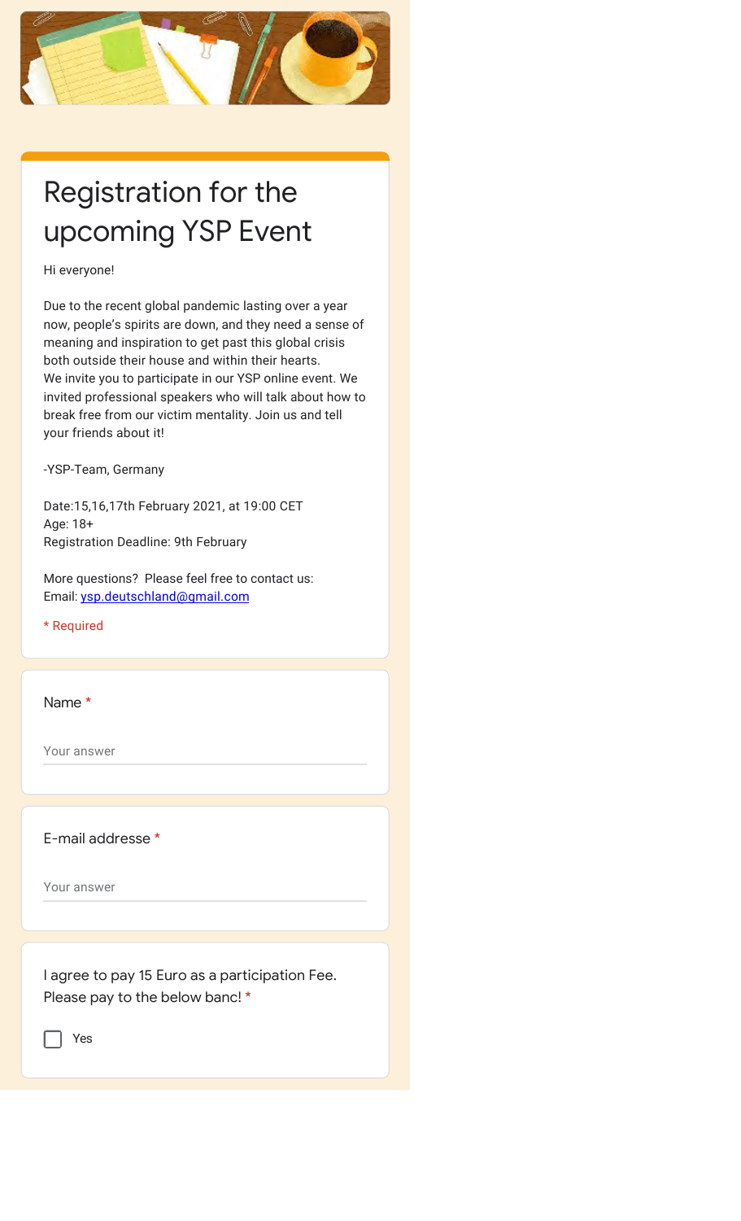# Registration for the upcoming YSP Event

Hi everyone!

Due to the recent global pandemic lasting over a year now, people's spirits are down, and they need a sense of meaning and inspiration to get past this global crisis both outside their house and within their hearts.
We invite you to participate in our YSP online event. We invited professional speakers who will talk about how to break free from our victim mentality. Join us and tell your friends about it!

-YSP-Team, Germany

Date:15,16,17th February 2021, at 19:00 CET
Age: 18+
Registration Deadline: 9th February

More questions? Please feel free to contact us:
Email: ysp.deutschland@gmail.com

* Required

Name *

Your answer

E-mail addresse *

Your answer

I agree to pay 15 Euro as a participation Fee. Please pay to the below banc! *

- [ ] Yes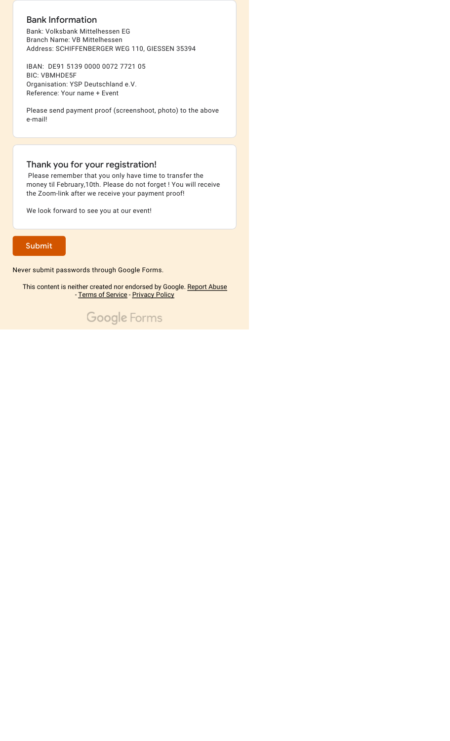## Bank Information

Bank: Volksbank Mittelhessen EG
Branch Name: VB Mittelhessen
Address: SCHIFFENBERGER WEG 110, GIESSEN 35394

IBAN: DE91 5139 0000 0072 7721 05
BIC: VBMHDE5F
Organisation: YSP Deutschland e.V.
Reference: Your name + Event

Please send payment proof (screenshoot, photo) to the above e-mail!

## Thank you for your registration!

Please remember that you only have time to transfer the money til February,10th. Please do not forget ! You will receive the Zoom-link after we receive your payment proof!

We look forward to see you at our event!

Submit

Never submit passwords through Google Forms.

This content is neither created nor endorsed by Google. Report Abuse - Terms of Service - Privacy Policy

Google Forms